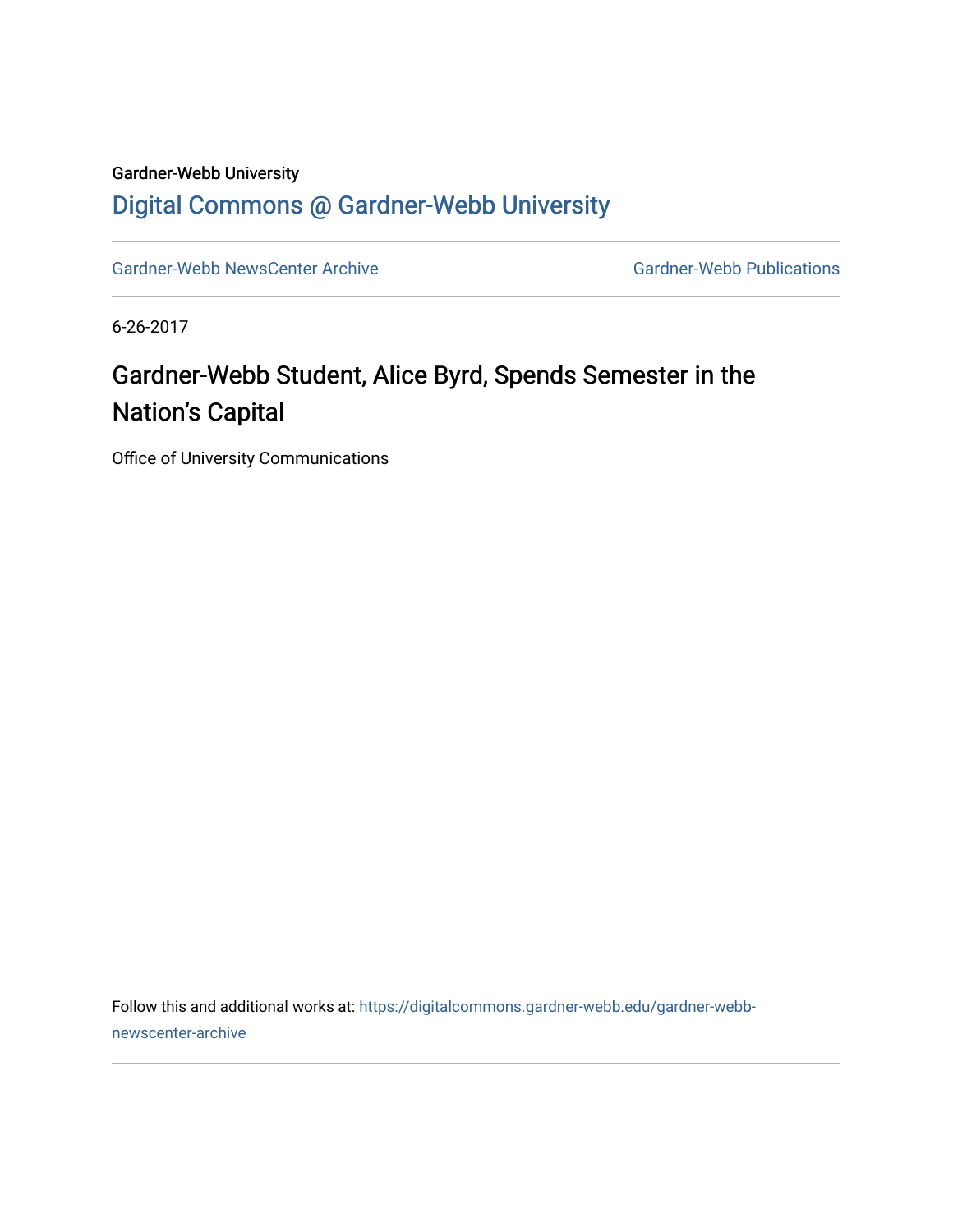Gardner-Webb University

## Digital Commons @ Gardner-Webb University

Gardner-Webb NewsCenter Archive | Gardner-Webb Publications

6-26-2017

# Gardner-Webb Student, Alice Byrd, Spends Semester in the Nation's Capital

Office of University Communications

Follow this and additional works at: https://digitalcommons.gardner-webb.edu/gardner-webb-newscenter-archive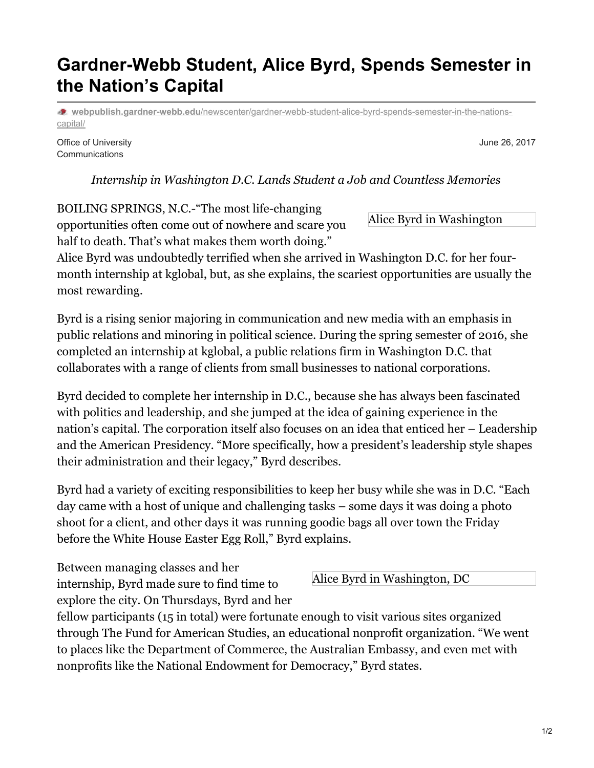# Gardner-Webb Student, Alice Byrd, Spends Semester in the Nation's Capital

webpublish.gardner-webb.edu/newscenter/gardner-webb-student-alice-byrd-spends-semester-in-the-nations-capital/

Office of University Communications

June 26, 2017

*Internship in Washington D.C. Lands Student a Job and Countless Memories*

Alice Byrd in Washington

BOILING SPRINGS, N.C.-"The most life-changing opportunities often come out of nowhere and scare you half to death. That's what makes them worth doing." Alice Byrd was undoubtedly terrified when she arrived in Washington D.C. for her four-month internship at kglobal, but, as she explains, the scariest opportunities are usually the most rewarding.

Byrd is a rising senior majoring in communication and new media with an emphasis in public relations and minoring in political science. During the spring semester of 2016, she completed an internship at kglobal, a public relations firm in Washington D.C. that collaborates with a range of clients from small businesses to national corporations.

Byrd decided to complete her internship in D.C., because she has always been fascinated with politics and leadership, and she jumped at the idea of gaining experience in the nation's capital. The corporation itself also focuses on an idea that enticed her – Leadership and the American Presidency. "More specifically, how a president's leadership style shapes their administration and their legacy," Byrd describes.

Byrd had a variety of exciting responsibilities to keep her busy while she was in D.C. "Each day came with a host of unique and challenging tasks – some days it was doing a photo shoot for a client, and other days it was running goodie bags all over town the Friday before the White House Easter Egg Roll," Byrd explains.

Alice Byrd in Washington, DC

Between managing classes and her internship, Byrd made sure to find time to explore the city. On Thursdays, Byrd and her fellow participants (15 in total) were fortunate enough to visit various sites organized through The Fund for American Studies, an educational nonprofit organization. "We went to places like the Department of Commerce, the Australian Embassy, and even met with nonprofits like the National Endowment for Democracy," Byrd states.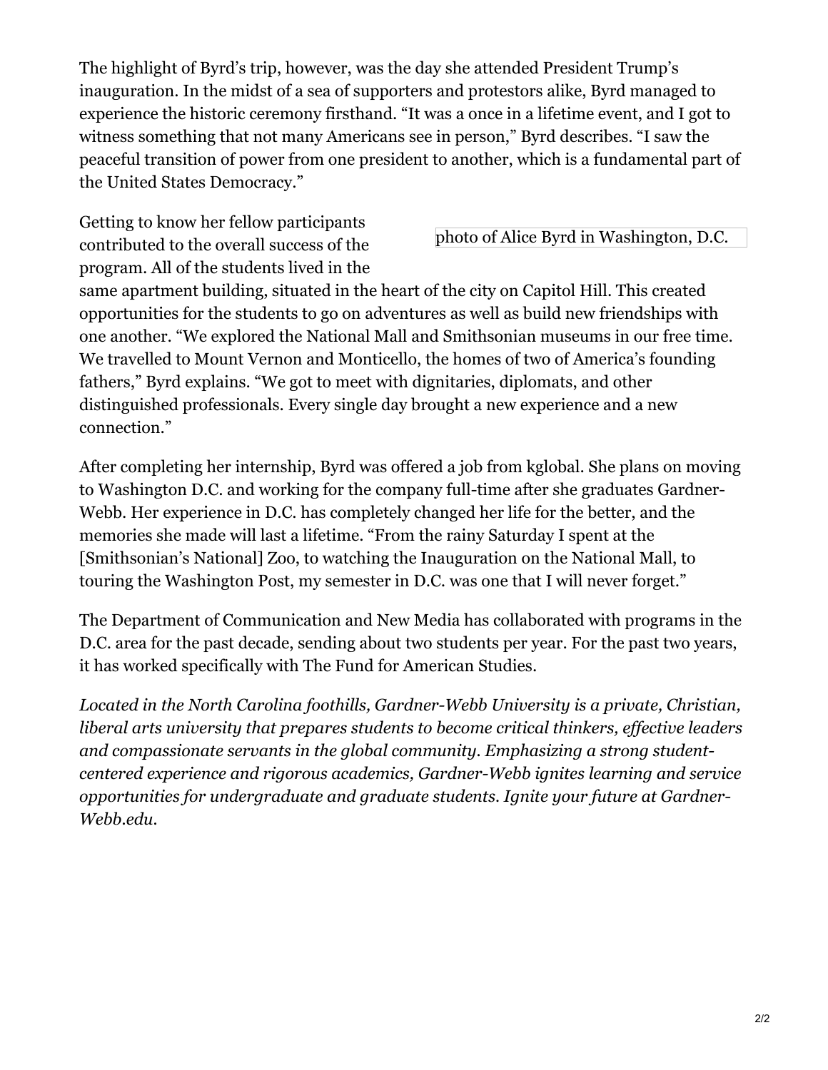The highlight of Byrd's trip, however, was the day she attended President Trump's inauguration. In the midst of a sea of supporters and protestors alike, Byrd managed to experience the historic ceremony firsthand. "It was a once in a lifetime event, and I got to witness something that not many Americans see in person," Byrd describes. "I saw the peaceful transition of power from one president to another, which is a fundamental part of the United States Democracy."

Getting to know her fellow participants contributed to the overall success of the program. All of the students lived in the same apartment building, situated in the heart of the city on Capitol Hill. This created opportunities for the students to go on adventures as well as build new friendships with one another. "We explored the National Mall and Smithsonian museums in our free time. We travelled to Mount Vernon and Monticello, the homes of two of America's founding fathers," Byrd explains. "We got to meet with dignitaries, diplomats, and other distinguished professionals. Every single day brought a new experience and a new connection."

photo of Alice Byrd in Washington, D.C.

After completing her internship, Byrd was offered a job from kglobal. She plans on moving to Washington D.C. and working for the company full-time after she graduates Gardner-Webb. Her experience in D.C. has completely changed her life for the better, and the memories she made will last a lifetime. "From the rainy Saturday I spent at the [Smithsonian's National] Zoo, to watching the Inauguration on the National Mall, to touring the Washington Post, my semester in D.C. was one that I will never forget."

The Department of Communication and New Media has collaborated with programs in the D.C. area for the past decade, sending about two students per year. For the past two years, it has worked specifically with The Fund for American Studies.

*Located in the North Carolina foothills, Gardner-Webb University is a private, Christian, liberal arts university that prepares students to become critical thinkers, effective leaders and compassionate servants in the global community. Emphasizing a strong student-centered experience and rigorous academics, Gardner-Webb ignites learning and service opportunities for undergraduate and graduate students. Ignite your future at Gardner-Webb.edu.*